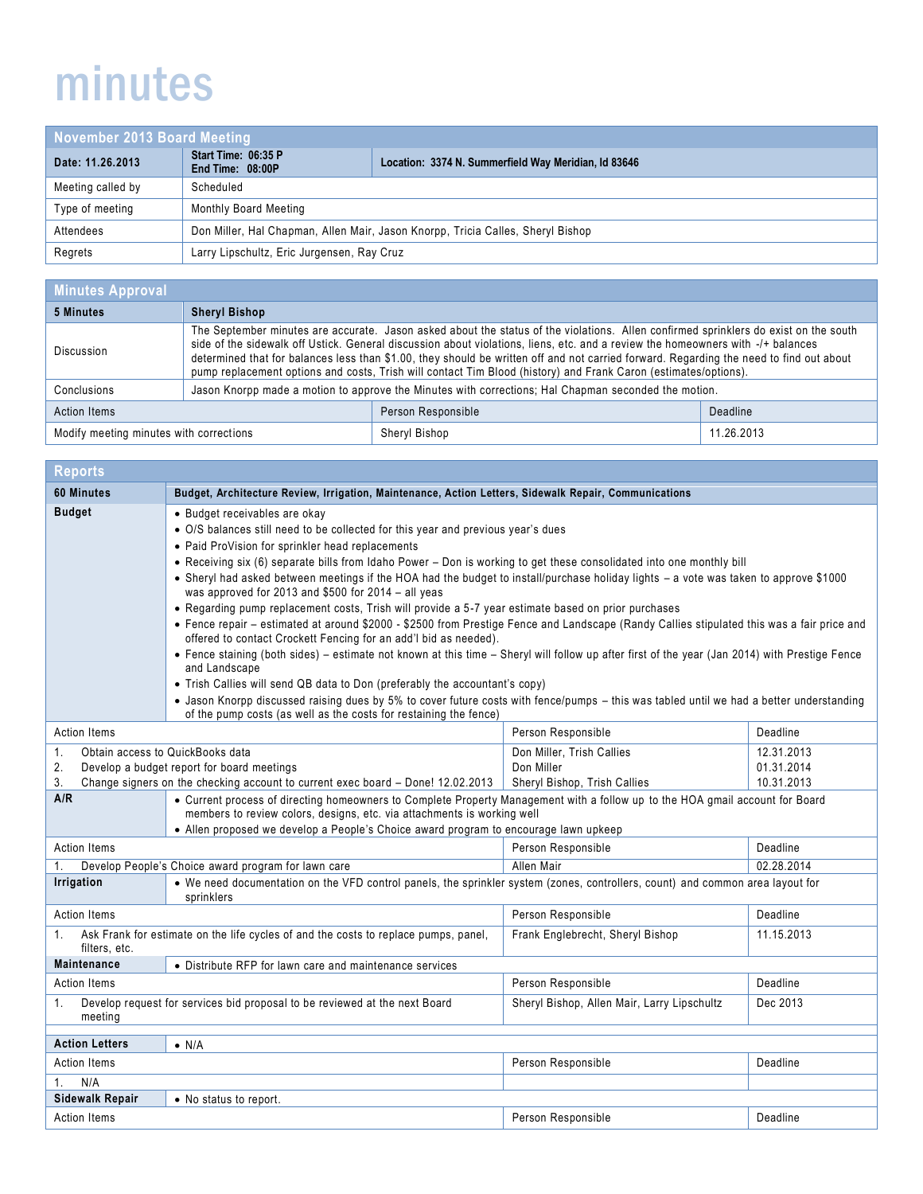# minutes

## November 2013 Board Meeting

| Date: 11.26.2013 | Start Time: 06:35 P<br>End Time: 08:00P | Location: 3374 N. Summerfield Way Meridian, Id 83646 |
|---|---|---|
| Meeting called by | Scheduled | |
| Type of meeting | Monthly Board Meeting | |
| Attendees | Don Miller, Hal Chapman, Allen Mair, Jason Knorpp, Tricia Calles, Sheryl Bishop | |
| Regrets | Larry Lipschultz, Eric Jurgensen, Ray Cruz | |

## Minutes Approval

| 5 Minutes | Sheryl Bishop | |
|---|---|---|
| Discussion | The September minutes are accurate. Jason asked about the status of the violations. Allen confirmed sprinklers do exist on the south side of the sidewalk off Ustick. General discussion about violations, liens, etc. and a review the homeowners with -/+ balances determined that for balances less than $1.00, they should be written off and not carried forward. Regarding the need to find out about pump replacement options and costs, Trish will contact Tim Blood (history) and Frank Caron (estimates/options). | |
| Conclusions | Jason Knorpp made a motion to approve the Minutes with corrections; Hal Chapman seconded the motion. | |
| **Action Items** | **Person Responsible** | **Deadline** |
| Modify meeting minutes with corrections | Sheryl Bishop | 11.26.2013 |

## Reports

| 60 Minutes | Budget, Architecture Review, Irrigation, Maintenance, Action Letters, Sidewalk Repair, Communications | | |
|---|---|---|---|
| **Budget** | • Budget receivables are okay<br>• O/S balances still need to be collected for this year and previous year's dues<br>• Paid ProVision for sprinkler head replacements<br>• Receiving six (6) separate bills from Idaho Power – Don is working to get these consolidated into one monthly bill<br>• Sheryl had asked between meetings if the HOA had the budget to install/purchase holiday lights – a vote was taken to approve $1000 was approved for 2013 and $500 for 2014 – all yeas<br>• Regarding pump replacement costs, Trish will provide a 5-7 year estimate based on prior purchases<br>• Fence repair – estimated at around $2000 - $2500 from Prestige Fence and Landscape (Randy Callies stipulated this was a fair price and offered to contact Crockett Fencing for an add'l bid as needed).<br>• Fence staining (both sides) – estimate not known at this time – Sheryl will follow up after first of the year (Jan 2014) with Prestige Fence and Landscape<br>• Trish Callies will send QB data to Don (preferably the accountant's copy)<br>• Jason Knorpp discussed raising dues by 5% to cover future costs with fence/pumps – this was tabled until we had a better understanding of the pump costs (as well as the costs for restaining the fence) | | |
| **Action Items** | | **Person Responsible** | **Deadline** |
| 1. Obtain access to QuickBooks data | | Don Miller, Trish Callies | 12.31.2013 |
| 2. Develop a budget report for board meetings | | Don Miller | 01.31.2014 |
| 3. Change signers on the checking account to current exec board – Done! 12.02.2013 | | Sheryl Bishop, Trish Callies | 10.31.2013 |
| **A/R** | • Current process of directing homeowners to Complete Property Management with a follow up to the HOA gmail account for Board members to review colors, designs, etc. via attachments is working well<br>• Allen proposed we develop a People's Choice award program to encourage lawn upkeep | | |
| **Action Items** | | **Person Responsible** | **Deadline** |
| 1. Develop People's Choice award program for lawn care | | Allen Mair | 02.28.2014 |
| **Irrigation** | • We need documentation on the VFD control panels, the sprinkler system (zones, controllers, count) and common area layout for sprinklers | | |
| **Action Items** | | **Person Responsible** | **Deadline** |
| 1. Ask Frank for estimate on the life cycles of and the costs to replace pumps, panel, filters, etc. | | Frank Englebrecht, Sheryl Bishop | 11.15.2013 |
| **Maintenance** | • Distribute RFP for lawn care and maintenance services | | |
| **Action Items** | | **Person Responsible** | **Deadline** |
| 1. Develop request for services bid proposal to be reviewed at the next Board meeting | | Sheryl Bishop, Allen Mair, Larry Lipschultz | Dec 2013 |
| **Action Letters** | • N/A | | |
| **Action Items** | | **Person Responsible** | **Deadline** |
| 1. N/A | | | |
| **Sidewalk Repair** | • No status to report. | | |
| **Action Items** | | **Person Responsible** | **Deadline** |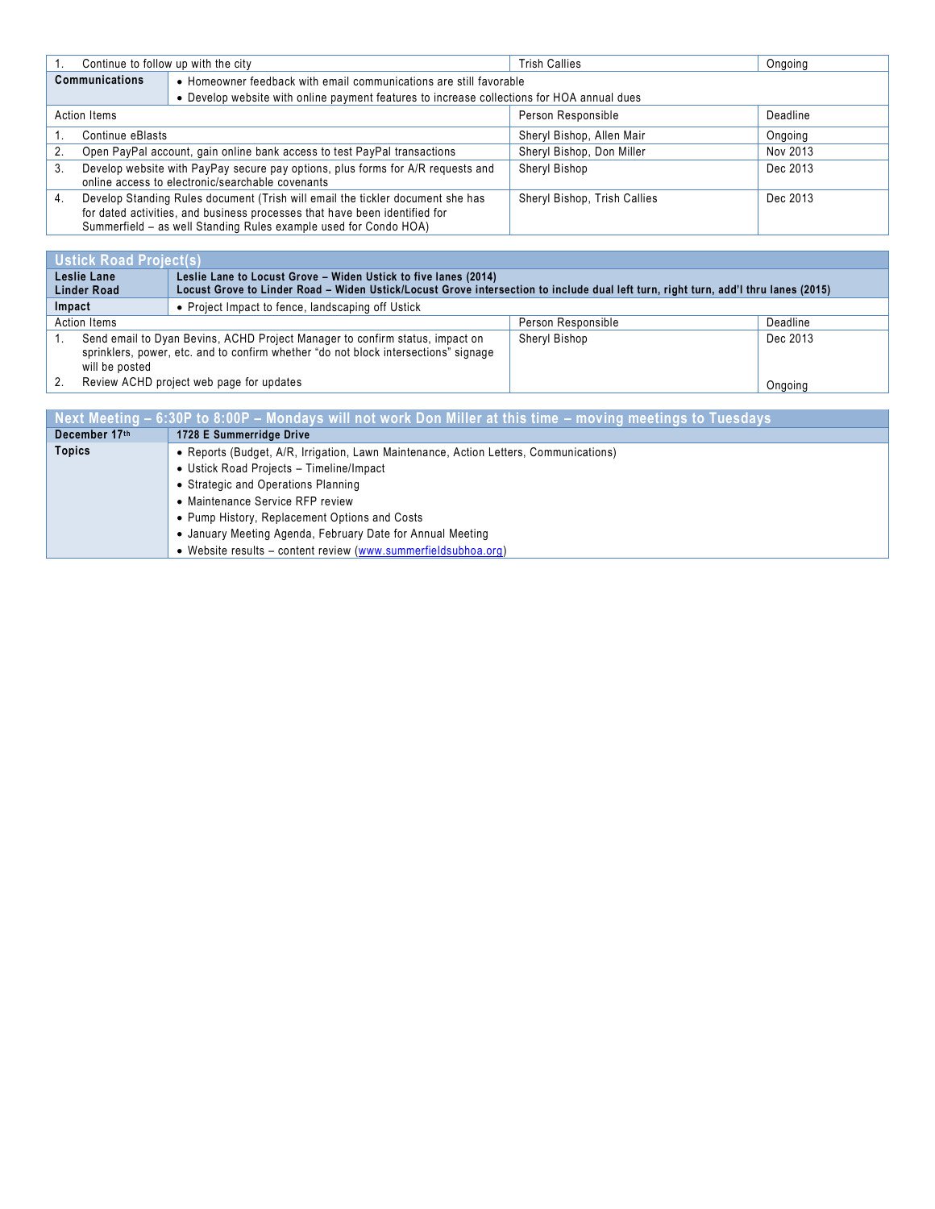| | | |
|---|---|---|
| 1. Continue to follow up with the city | Trish Callies | Ongoing |

| **Communications** | |
|---|---|
| | • Homeowner feedback with email communications are still favorable<br>• Develop website with online payment features to increase collections for HOA annual dues |

| Action Items | Person Responsible | Deadline |
|---|---|---|
| 1. Continue eBlasts | Sheryl Bishop, Allen Mair | Ongoing |
| 2. Open PayPal account, gain online bank access to test PayPal transactions | Sheryl Bishop, Don Miller | Nov 2013 |
| 3. Develop website with PayPay secure pay options, plus forms for A/R requests and online access to electronic/searchable covenants | Sheryl Bishop | Dec 2013 |
| 4. Develop Standing Rules document (Trish will email the tickler document she has for dated activities, and business processes that have been identified for Summerfield – as well Standing Rules example used for Condo HOA) | Sheryl Bishop, Trish Callies | Dec 2013 |

## Ustick Road Project(s)

| **Leslie Lane<br>Linder Road** | **Leslie Lane to Locust Grove – Widen Ustick to five lanes (2014)<br>Locust Grove to Linder Road – Widen Ustick/Locust Grove intersection to include dual left turn, right turn, add'l thru lanes (2015)** |
|---|---|
| **Impact** | • Project Impact to fence, landscaping off Ustick |

| Action Items | Person Responsible | Deadline |
|---|---|---|
| 1. Send email to Dyan Bevins, ACHD Project Manager to confirm status, impact on sprinklers, power, etc. and to confirm whether "do not block intersections" signage will be posted | Sheryl Bishop | Dec 2013 |
| 2. Review ACHD project web page for updates | | Ongoing |

## Next Meeting – 6:30P to 8:00P – Mondays will not work Don Miller at this time – moving meetings to Tuesdays

| **December 17th** | **1728 E Summerridge Drive** |
|---|---|
| **Topics** | • Reports (Budget, A/R, Irrigation, Lawn Maintenance, Action Letters, Communications)<br>• Ustick Road Projects – Timeline/Impact<br>• Strategic and Operations Planning<br>• Maintenance Service RFP review<br>• Pump History, Replacement Options and Costs<br>• January Meeting Agenda, February Date for Annual Meeting<br>• Website results – content review (www.summerfieldsubhoa.org) |